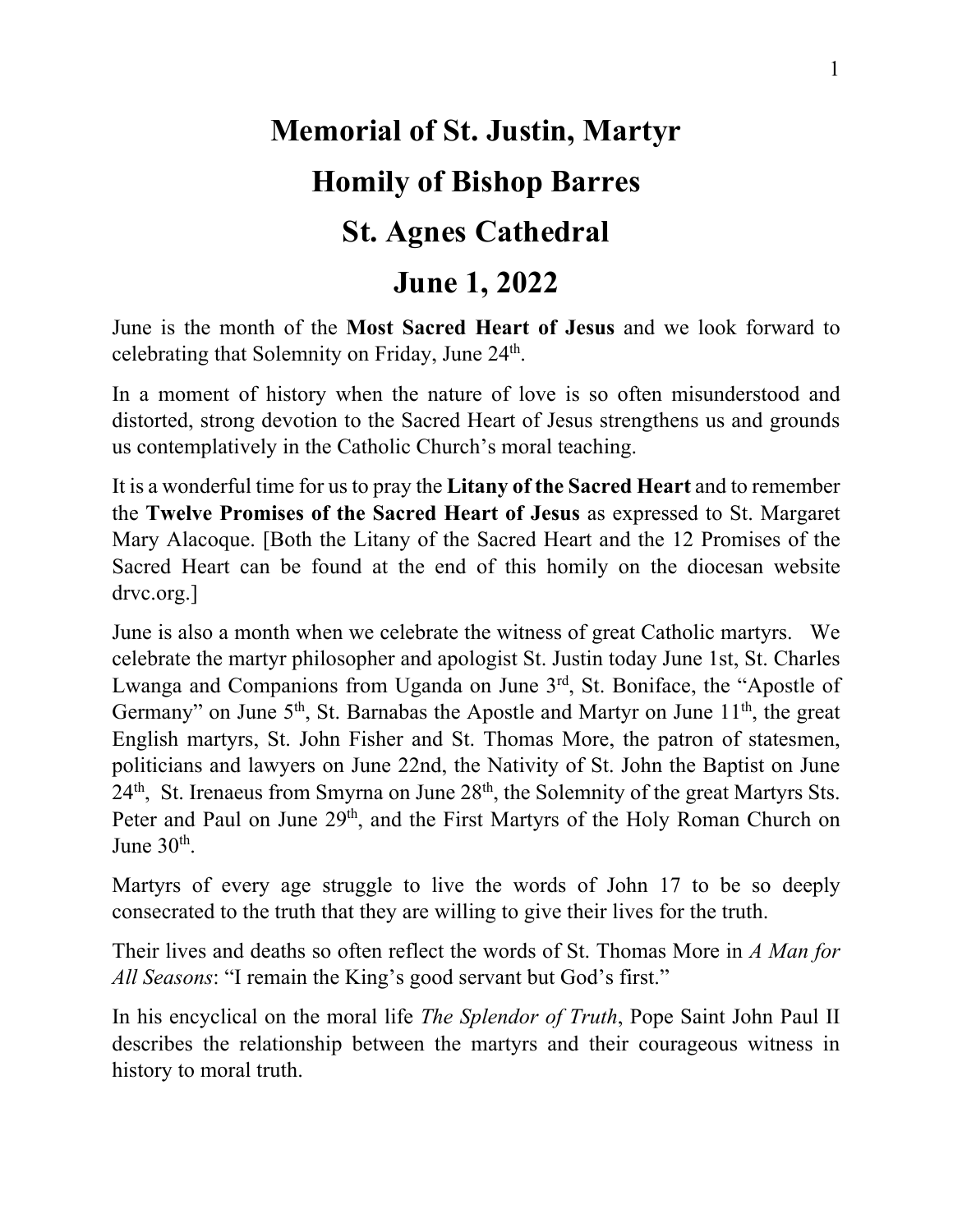# Memorial of St. Justin, Martyr

# Homily of Bishop Barres

# St. Agnes Cathedral

# June 1, 2022

June is the month of the **Most Sacred Heart of Jesus** and we look forward to celebrating that Solemnity on Friday, June 24th.

In a moment of history when the nature of love is so often misunderstood and distorted, strong devotion to the Sacred Heart of Jesus strengthens us and grounds us contemplatively in the Catholic Church's moral teaching.

It is a wonderful time for us to pray the **Litany of the Sacred Heart** and to remember the **Twelve Promises of the Sacred Heart of Jesus** as expressed to St. Margaret Mary Alacoque. [Both the Litany of the Sacred Heart and the 12 Promises of the Sacred Heart can be found at the end of this homily on the diocesan website drvc.org.]

June is also a month when we celebrate the witness of great Catholic martyrs. We celebrate the martyr philosopher and apologist St. Justin today June 1st, St. Charles Lwanga and Companions from Uganda on June 3rd, St. Boniface, the "Apostle of Germany" on June 5th, St. Barnabas the Apostle and Martyr on June 11th, the great English martyrs, St. John Fisher and St. Thomas More, the patron of statesmen, politicians and lawyers on June 22nd, the Nativity of St. John the Baptist on June 24th, St. Irenaeus from Smyrna on June 28th, the Solemnity of the great Martyrs Sts. Peter and Paul on June 29th, and the First Martyrs of the Holy Roman Church on June 30th.

Martyrs of every age struggle to live the words of John 17 to be so deeply consecrated to the truth that they are willing to give their lives for the truth.

Their lives and deaths so often reflect the words of St. Thomas More in *A Man for All Seasons*: "I remain the King's good servant but God's first."

In his encyclical on the moral life *The Splendor of Truth*, Pope Saint John Paul II describes the relationship between the martyrs and their courageous witness in history to moral truth.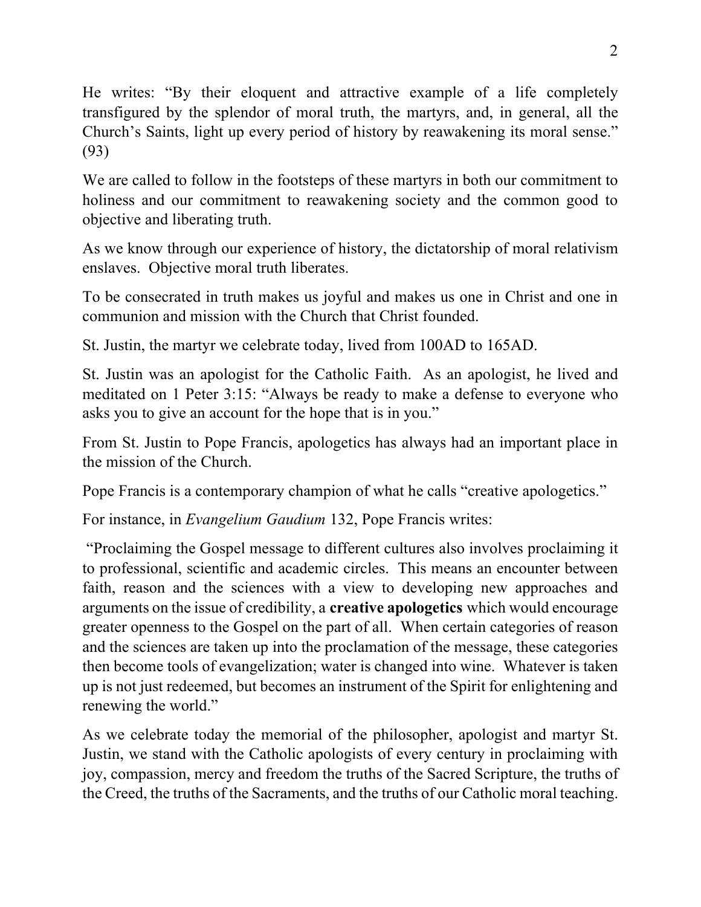He writes: "By their eloquent and attractive example of a life completely transfigured by the splendor of moral truth, the martyrs, and, in general, all the Church's Saints, light up every period of history by reawakening its moral sense." (93)

We are called to follow in the footsteps of these martyrs in both our commitment to holiness and our commitment to reawakening society and the common good to objective and liberating truth.

As we know through our experience of history, the dictatorship of moral relativism enslaves. Objective moral truth liberates.

To be consecrated in truth makes us joyful and makes us one in Christ and one in communion and mission with the Church that Christ founded.

St. Justin, the martyr we celebrate today, lived from 100AD to 165AD.

St. Justin was an apologist for the Catholic Faith. As an apologist, he lived and meditated on 1 Peter 3:15: "Always be ready to make a defense to everyone who asks you to give an account for the hope that is in you."

From St. Justin to Pope Francis, apologetics has always had an important place in the mission of the Church.

Pope Francis is a contemporary champion of what he calls "creative apologetics."

For instance, in *Evangelium Gaudium* 132, Pope Francis writes:

"Proclaiming the Gospel message to different cultures also involves proclaiming it to professional, scientific and academic circles. This means an encounter between faith, reason and the sciences with a view to developing new approaches and arguments on the issue of credibility, a **creative apologetics** which would encourage greater openness to the Gospel on the part of all. When certain categories of reason and the sciences are taken up into the proclamation of the message, these categories then become tools of evangelization; water is changed into wine. Whatever is taken up is not just redeemed, but becomes an instrument of the Spirit for enlightening and renewing the world."

As we celebrate today the memorial of the philosopher, apologist and martyr St. Justin, we stand with the Catholic apologists of every century in proclaiming with joy, compassion, mercy and freedom the truths of the Sacred Scripture, the truths of the Creed, the truths of the Sacraments, and the truths of our Catholic moral teaching.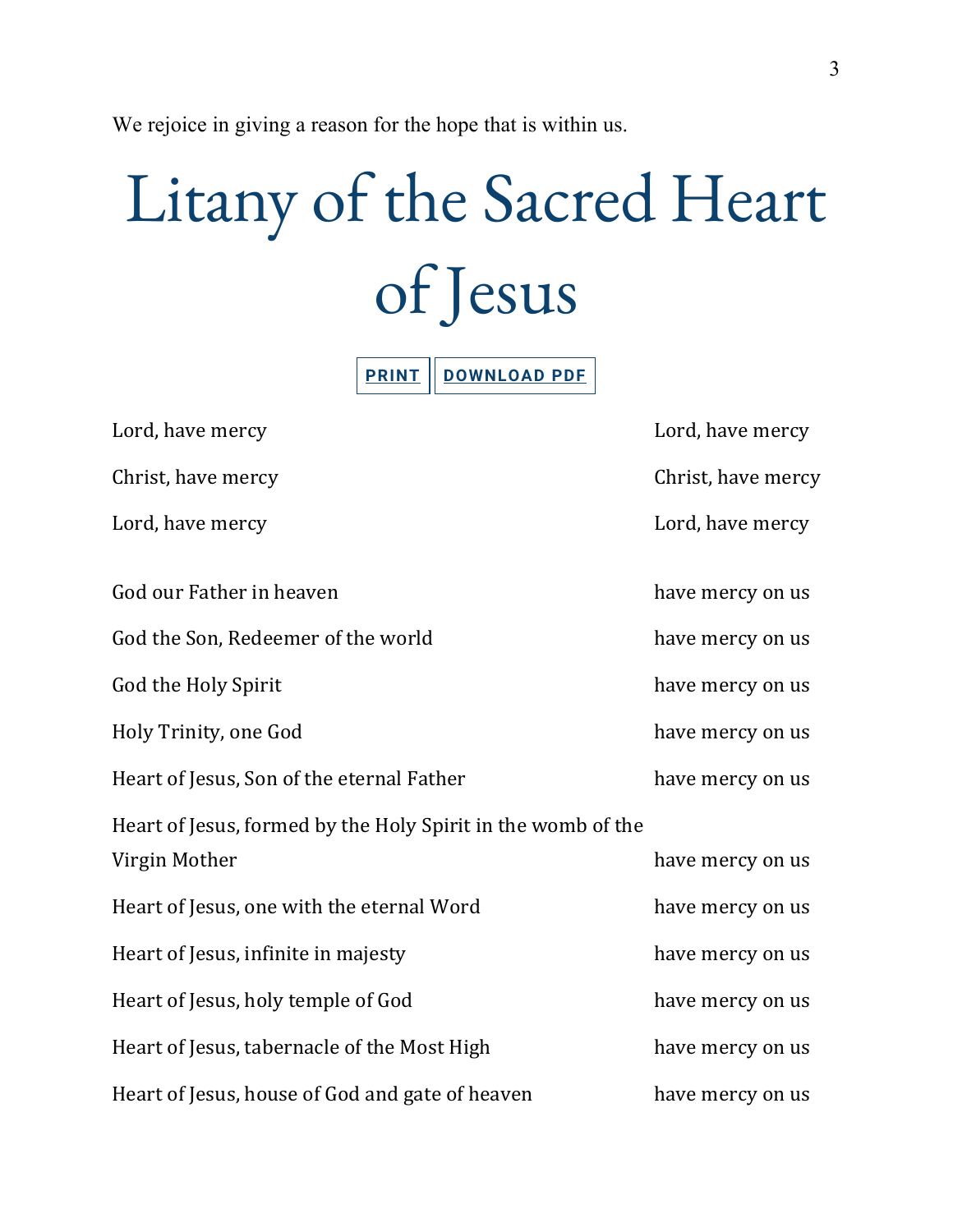We rejoice in giving a reason for the hope that is within us.

# Litany of the Sacred Heart of Jesus

PRINT | DOWNLOAD PDF

| | |
|---|---|
| Lord, have mercy | Lord, have mercy |
| Christ, have mercy | Christ, have mercy |
| Lord, have mercy | Lord, have mercy |
| God our Father in heaven | have mercy on us |
| God the Son, Redeemer of the world | have mercy on us |
| God the Holy Spirit | have mercy on us |
| Holy Trinity, one God | have mercy on us |
| Heart of Jesus, Son of the eternal Father | have mercy on us |
| Heart of Jesus, formed by the Holy Spirit in the womb of the Virgin Mother | have mercy on us |
| Heart of Jesus, one with the eternal Word | have mercy on us |
| Heart of Jesus, infinite in majesty | have mercy on us |
| Heart of Jesus, holy temple of God | have mercy on us |
| Heart of Jesus, tabernacle of the Most High | have mercy on us |
| Heart of Jesus, house of God and gate of heaven | have mercy on us |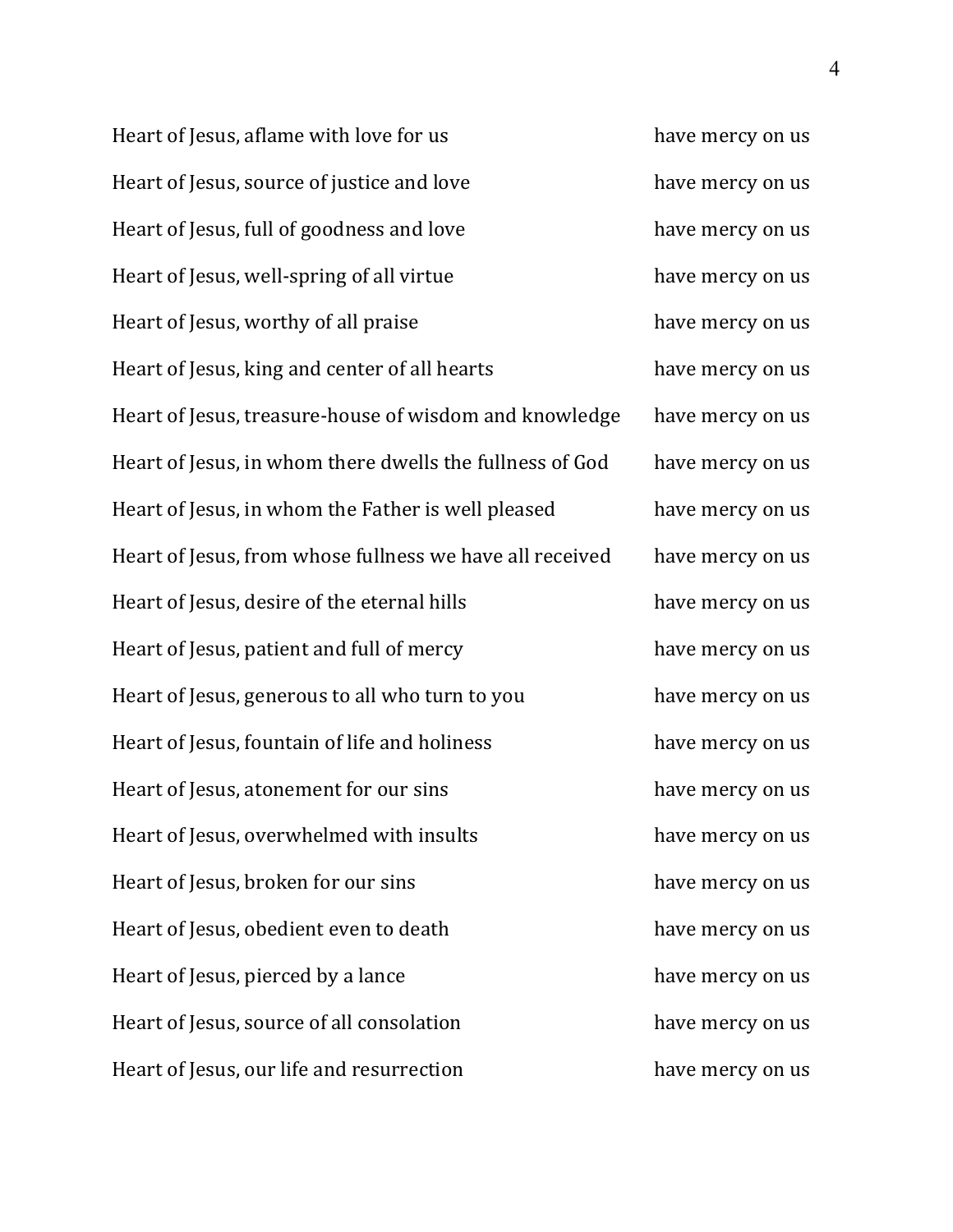Heart of Jesus, aflame with love for us — have mercy on us

Heart of Jesus, source of justice and love — have mercy on us

Heart of Jesus, full of goodness and love — have mercy on us

Heart of Jesus, well-spring of all virtue — have mercy on us

Heart of Jesus, worthy of all praise — have mercy on us

Heart of Jesus, king and center of all hearts — have mercy on us

Heart of Jesus, treasure-house of wisdom and knowledge — have mercy on us

Heart of Jesus, in whom there dwells the fullness of God — have mercy on us

Heart of Jesus, in whom the Father is well pleased — have mercy on us

Heart of Jesus, from whose fullness we have all received — have mercy on us

Heart of Jesus, desire of the eternal hills — have mercy on us

Heart of Jesus, patient and full of mercy — have mercy on us

Heart of Jesus, generous to all who turn to you — have mercy on us

Heart of Jesus, fountain of life and holiness — have mercy on us

Heart of Jesus, atonement for our sins — have mercy on us

Heart of Jesus, overwhelmed with insults — have mercy on us

Heart of Jesus, broken for our sins — have mercy on us

Heart of Jesus, obedient even to death — have mercy on us

Heart of Jesus, pierced by a lance — have mercy on us

Heart of Jesus, source of all consolation — have mercy on us

Heart of Jesus, our life and resurrection — have mercy on us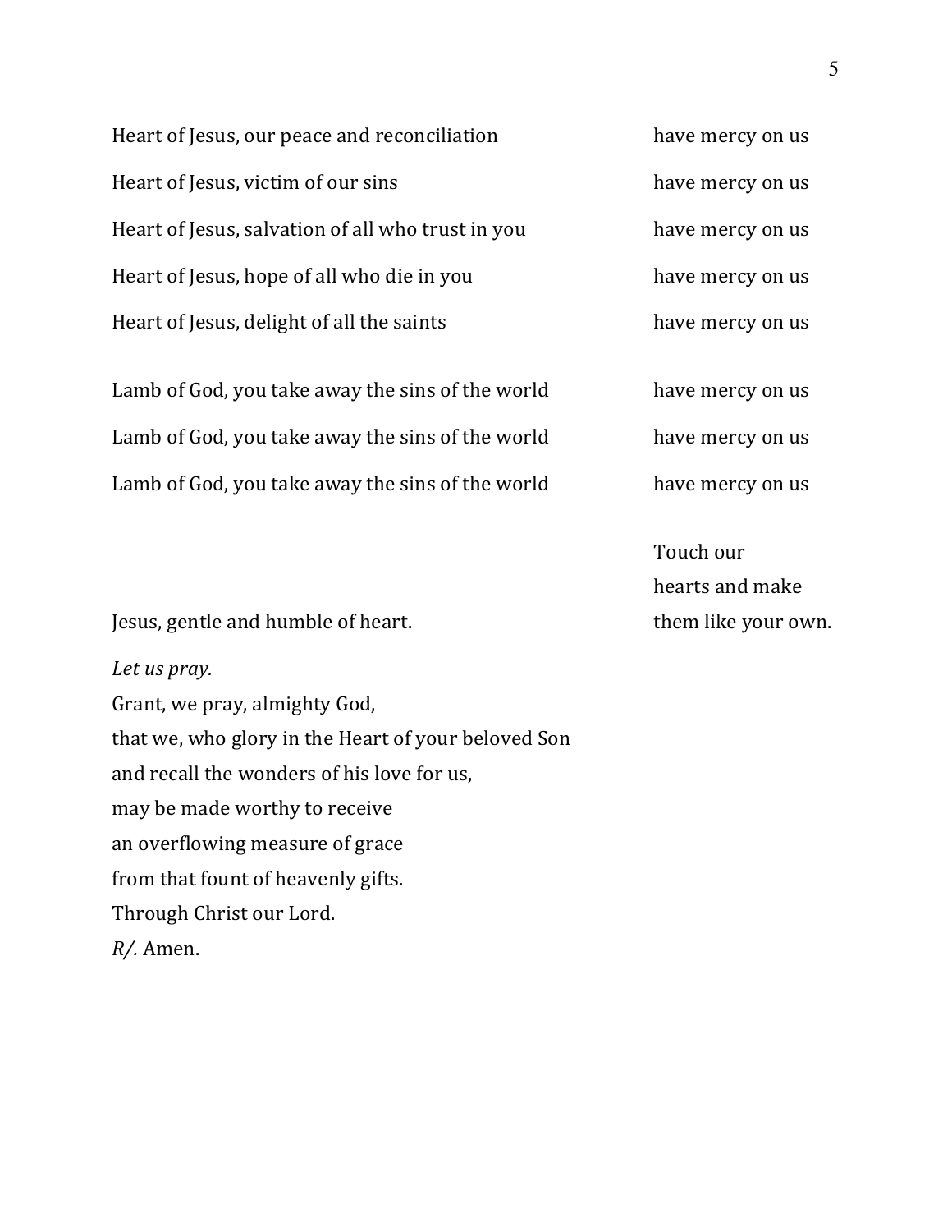Heart of Jesus, our peace and reconciliation — have mercy on us

Heart of Jesus, victim of our sins — have mercy on us

Heart of Jesus, salvation of all who trust in you — have mercy on us

Heart of Jesus, hope of all who die in you — have mercy on us

Heart of Jesus, delight of all the saints — have mercy on us

Lamb of God, you take away the sins of the world — have mercy on us

Lamb of God, you take away the sins of the world — have mercy on us

Lamb of God, you take away the sins of the world — have mercy on us

Jesus, gentle and humble of heart. — Touch our hearts and make them like your own.

*Let us pray.*
Grant, we pray, almighty God,
that we, who glory in the Heart of your beloved Son
and recall the wonders of his love for us,
may be made worthy to receive
an overflowing measure of grace
from that fount of heavenly gifts.
Through Christ our Lord.
*R/.* Amen.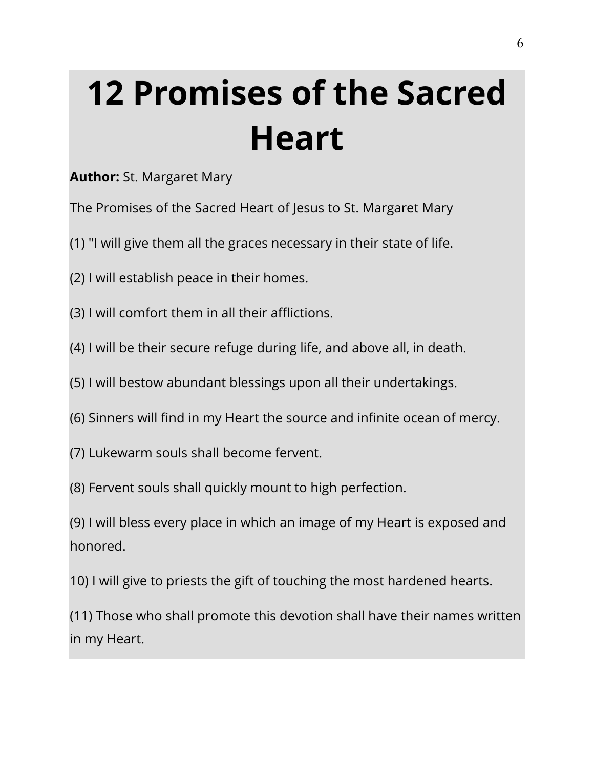# 12 Promises of the Sacred Heart

**Author:** St. Margaret Mary

The Promises of the Sacred Heart of Jesus to St. Margaret Mary

(1) "I will give them all the graces necessary in their state of life.

(2) I will establish peace in their homes.

(3) I will comfort them in all their afflictions.

(4) I will be their secure refuge during life, and above all, in death.

(5) I will bestow abundant blessings upon all their undertakings.

(6) Sinners will find in my Heart the source and infinite ocean of mercy.

(7) Lukewarm souls shall become fervent.

(8) Fervent souls shall quickly mount to high perfection.

(9) I will bless every place in which an image of my Heart is exposed and honored.

10) I will give to priests the gift of touching the most hardened hearts.

(11) Those who shall promote this devotion shall have their names written in my Heart.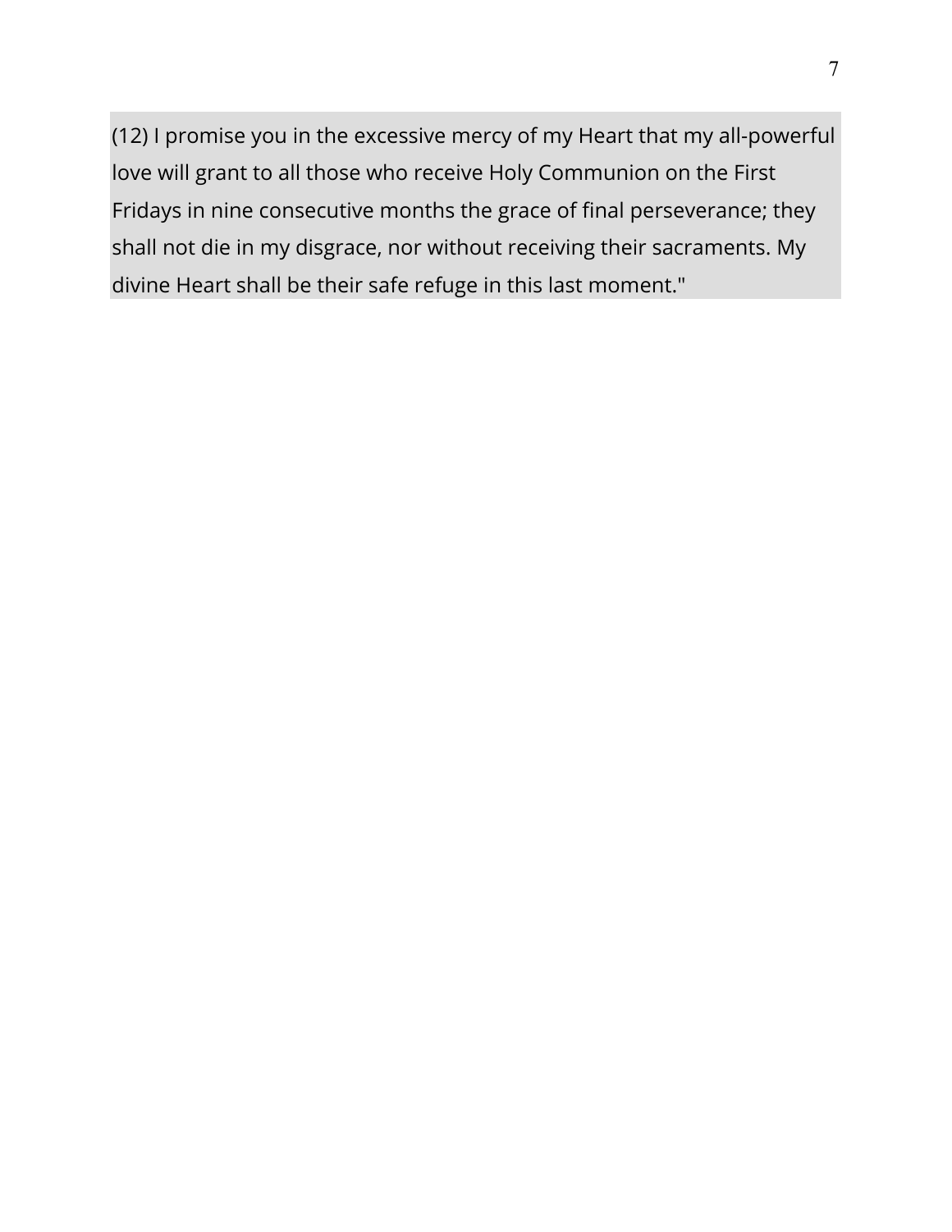(12) I promise you in the excessive mercy of my Heart that my all-powerful love will grant to all those who receive Holy Communion on the First Fridays in nine consecutive months the grace of final perseverance; they shall not die in my disgrace, nor without receiving their sacraments. My divine Heart shall be their safe refuge in this last moment."